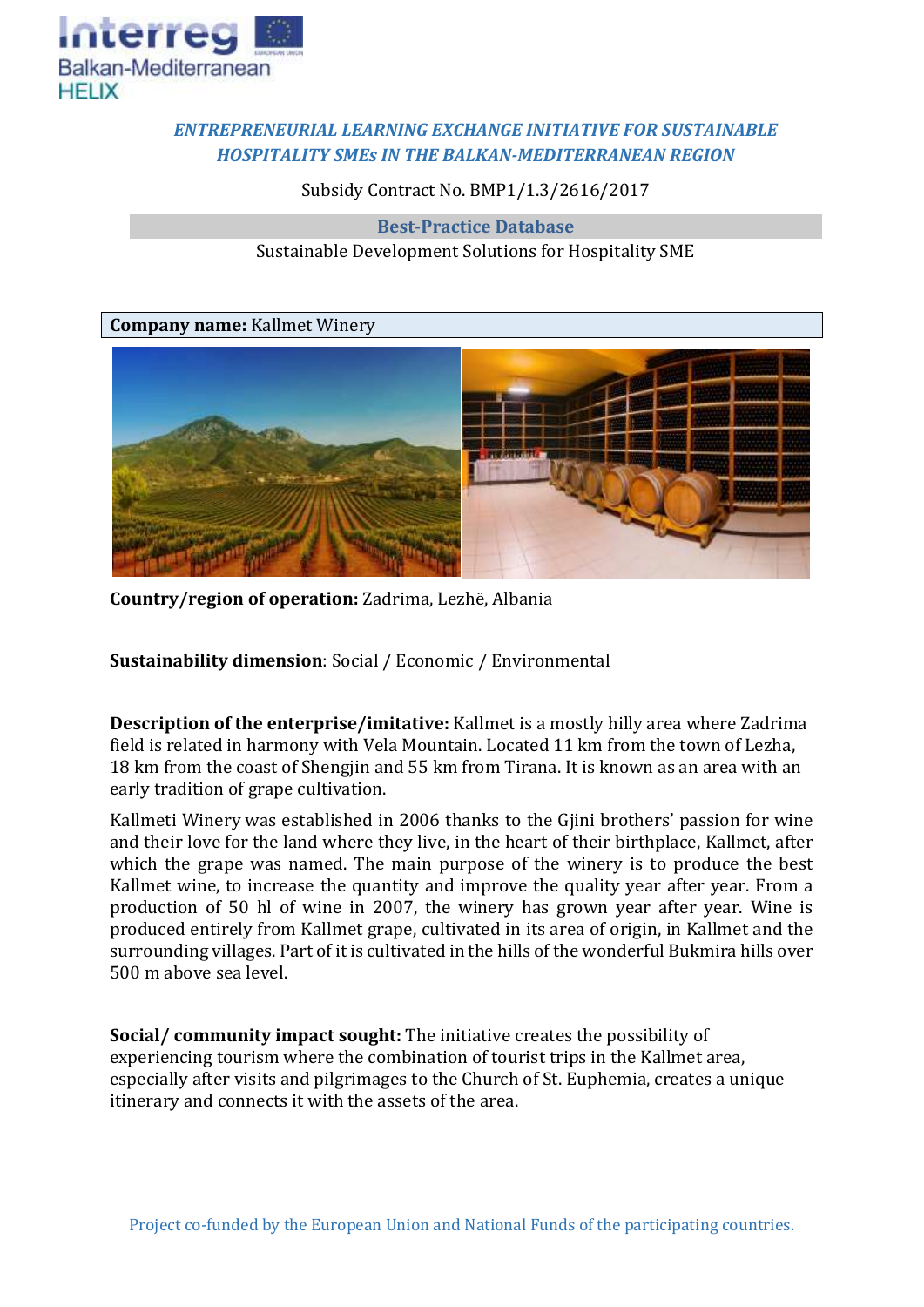*ENTREPRENEURIAL LEARNING EXCHANGE INITIATIVE FOR SUSTAINABLE HOSPITALITY SMEs IN THE BALKAN-MEDITERRANEAN REGION*

Subsidy Contract No. BMP1/1.3/2616/2017

**Best-Practice Database**

Sustainable Development Solutions for Hospitality SME

**Company name:** Kallmet Winery

**Country/region of operation:** Zadrima, Lezhë, Albania

**Sustainability dimension**: Social / Economic / Environmental

**Description of the enterprise/imitative:** Kallmet is a mostly hilly area where Zadrima field is related in harmony with Vela Mountain. Located 11 km from the town of Lezha, 18 km from the coast of Shengjin and 55 km from Tirana. It is known as an area with an early tradition of grape cultivation.

Kallmeti Winery was established in 2006 thanks to the Gjini brothers' passion for wine and their love for the land where they live, in the heart of their birthplace, Kallmet, after which the grape was named. The main purpose of the winery is to produce the best Kallmet wine, to increase the quantity and improve the quality year after year. From a production of 50 hl of wine in 2007, the winery has grown year after year. Wine is produced entirely from Kallmet grape, cultivated in its area of origin, in Kallmet and the surrounding villages. Part of it is cultivated in the hills of the wonderful Bukmira hills over 500 m above sea level.

**Social/ community impact sought:** The initiative creates the possibility of experiencing tourism where the combination of tourist trips in the Kallmet area, especially after visits and pilgrimages to the Church of St. Euphemia, creates a unique itinerary and connects it with the assets of the area.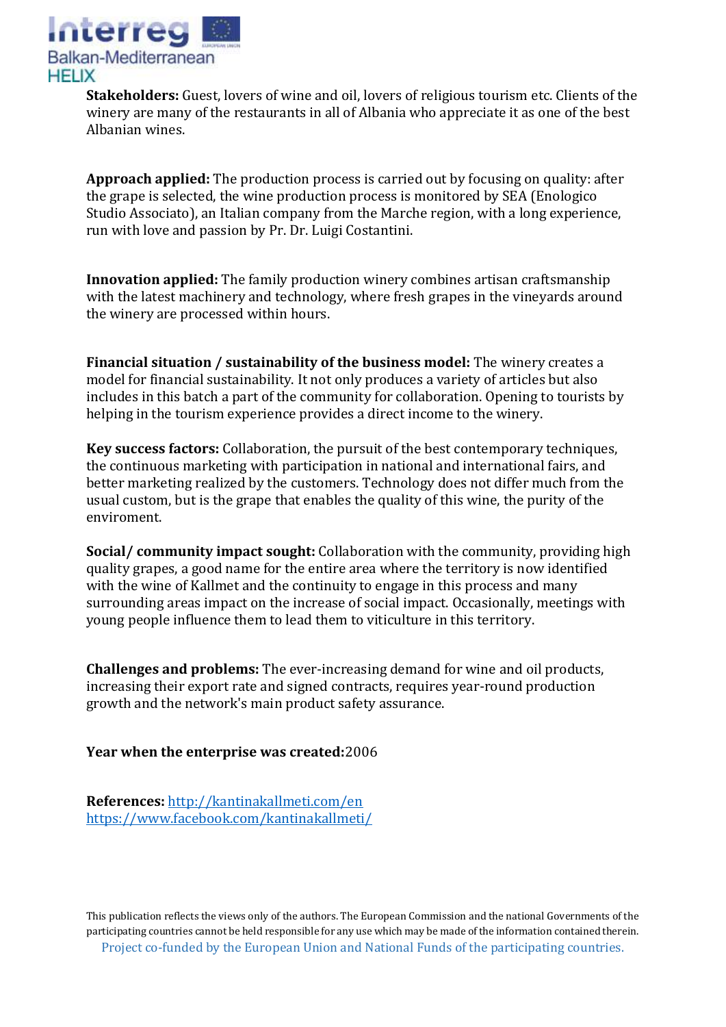**Stakeholders:** Guest, lovers of wine and oil, lovers of religious tourism etc. Clients of the winery are many of the restaurants in all of Albania who appreciate it as one of the best Albanian wines.

**Approach applied:** The production process is carried out by focusing on quality: after the grape is selected, the wine production process is monitored by SEA (Enologico Studio Associato), an Italian company from the Marche region, with a long experience, run with love and passion by Pr. Dr. Luigi Costantini.

**Innovation applied:** The family production winery combines artisan craftsmanship with the latest machinery and technology, where fresh grapes in the vineyards around the winery are processed within hours.

**Financial situation / sustainability of the business model:** The winery creates a model for financial sustainability. It not only produces a variety of articles but also includes in this batch a part of the community for collaboration. Opening to tourists by helping in the tourism experience provides a direct income to the winery.

**Key success factors:** Collaboration, the pursuit of the best contemporary techniques, the continuous marketing with participation in national and international fairs, and better marketing realized by the customers. Technology does not differ much from the usual custom, but is the grape that enables the quality of this wine, the purity of the enviroment.

**Social/ community impact sought:** Collaboration with the community, providing high quality grapes, a good name for the entire area where the territory is now identified with the wine of Kallmet and the continuity to engage in this process and many surrounding areas impact on the increase of social impact. Occasionally, meetings with young people influence them to lead them to viticulture in this territory.

**Challenges and problems:** The ever-increasing demand for wine and oil products, increasing their export rate and signed contracts, requires year-round production growth and the network's main product safety assurance.

**Year when the enterprise was created:**2006

**References:** http://kantinakallmeti.com/en
https://www.facebook.com/kantinakallmeti/

This publication reflects the views only of the authors. The European Commission and the national Governments of the participating countries cannot be held responsible for any use which may be made of the information contained therein.
Project co-funded by the European Union and National Funds of the participating countries.